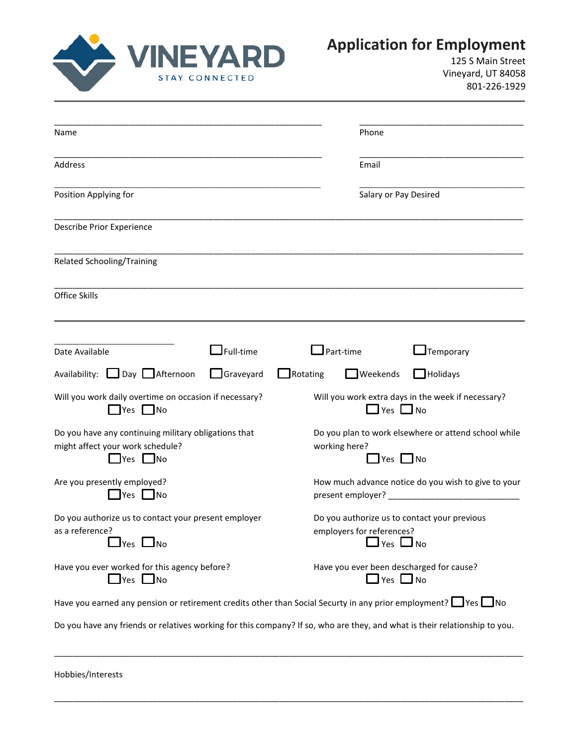VINEYARD
STAY CONNECTED

# Application for Employment

125 S Main Street
Vineyard, UT 84058
801-226-1929

_______________________________________ _______________________________________
Name Phone

_______________________________________ _______________________________________
Address Email

_______________________________________ _______________________________________
Position Applying for Salary or Pay Desired

_______________________________________________________________________________
Describe Prior Experience

_______________________________________________________________________________
Related Schooling/Training

_______________________________________________________________________________
Office Skills

_______________________
Date Available ☐ Full-time ☐ Part-time ☐ Temporary

Availability: ☐ Day ☐ Afternoon ☐ Graveyard ☐ Rotating ☐ Weekends ☐ Holidays

Will you work daily overtime on occasion if necessary?
☐ Yes ☐ No

Will you work extra days in the week if necessary?
☐ Yes ☐ No

Do you have any continuing military obligations that might affect your work schedule?
☐ Yes ☐ No

Do you plan to work elsewhere or attend school while working here?
☐ Yes ☐ No

Are you presently employed?
☐ Yes ☐ No

How much advance notice do you wish to give to your present employer? ___________________

Do you authorize us to contact your present employer as a reference?
☐ Yes ☐ No

Do you authorize us to contact your previous employers for references?
☐ Yes ☐ No

Have you ever worked for this agency before?
☐ Yes ☐ No

Have you ever been descharged for cause?
☐ Yes ☐ No

Have you earned any pension or retirement credits other than Social Securty in any prior employment? ☐ Yes ☐ No

Do you have any friends or relatives working for this company? If so, who are they, and what is their relationship to you.

_______________________________________________________________________________
Hobbies/Interests

_______________________________________________________________________________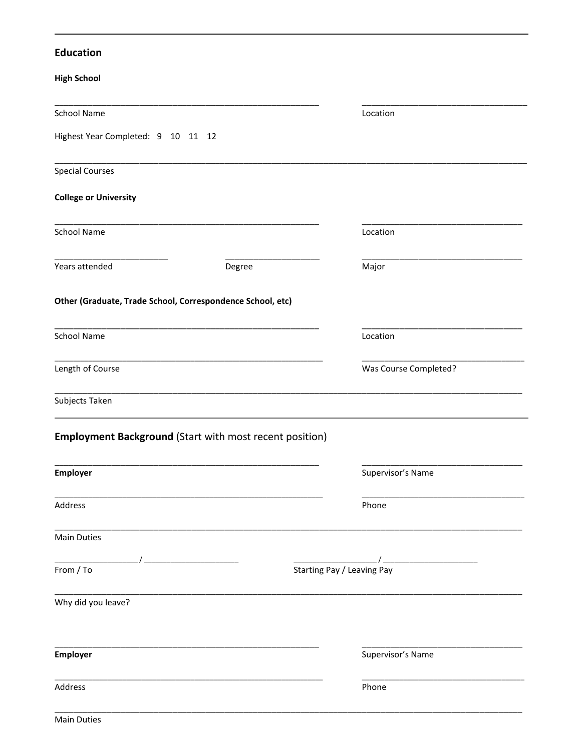## Education

**High School**

School Name ______________________ Location ______________________

Highest Year Completed: 9 10 11 12

Special Courses ______________________

**College or University**

School Name ______________________ Location ______________________

Years attended ______________________ Degree ______________________ Major ______________________

**Other (Graduate, Trade School, Correspondence School, etc)**

School Name ______________________ Location ______________________

Length of Course ______________________ Was Course Completed? ______________________

Subjects Taken ______________________

---

## Employment Background (Start with most recent position)

**Employer** ______________________ Supervisor's Name ______________________

Address ______________________ Phone ______________________

Main Duties ______________________

From / To ____________ / ____________ Starting Pay / Leaving Pay ____________ / ____________

Why did you leave? ______________________

**Employer** ______________________ Supervisor's Name ______________________

Address ______________________ Phone ______________________

Main Duties ______________________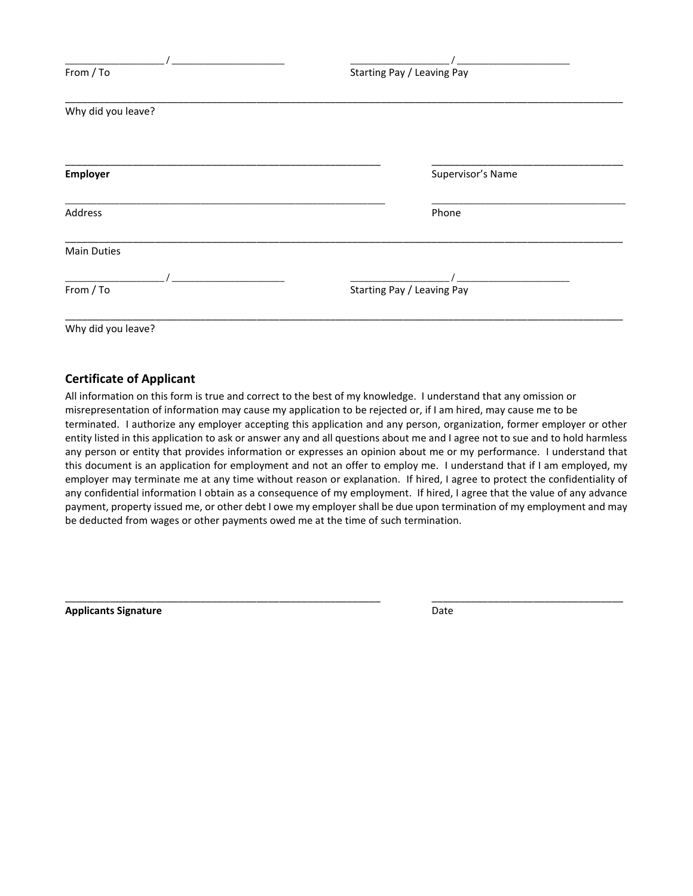\_\_\_\_\_\_\_\_\_\_\_\_\_\_\_\_\_\_ / \_\_\_\_\_\_\_\_\_\_\_\_\_\_\_\_\_\_\_\_\_

From / To

\_\_\_\_\_\_\_\_\_\_\_\_\_\_\_\_\_\_ / \_\_\_\_\_\_\_\_\_\_\_\_\_\_\_\_\_\_\_\_\_

Starting Pay / Leaving Pay

\_\_\_\_\_\_\_\_\_\_\_\_\_\_\_\_\_\_\_\_\_\_\_\_\_\_\_\_\_\_\_\_\_\_\_\_\_\_\_\_\_\_\_\_\_\_\_\_\_\_\_\_\_\_\_\_\_\_\_\_\_\_\_\_\_\_\_\_\_\_\_\_\_\_\_\_\_\_\_\_\_\_\_\_\_\_\_\_\_\_\_\_\_\_

Why did you leave?

\_\_\_\_\_\_\_\_\_\_\_\_\_\_\_\_\_\_\_\_\_\_\_\_\_\_\_\_\_\_\_\_\_\_\_\_\_\_\_\_\_\_\_\_\_\_\_\_\_\_\_\_\_\_\_\_\_\_

**Employer**

\_\_\_\_\_\_\_\_\_\_\_\_\_\_\_\_\_\_\_\_\_\_\_\_\_\_\_\_\_\_\_\_\_\_\_

Supervisor's Name

\_\_\_\_\_\_\_\_\_\_\_\_\_\_\_\_\_\_\_\_\_\_\_\_\_\_\_\_\_\_\_\_\_\_\_\_\_\_\_\_\_\_\_\_\_\_\_\_\_\_\_\_\_\_\_\_\_\_

Address

\_\_\_\_\_\_\_\_\_\_\_\_\_\_\_\_\_\_\_\_\_\_\_\_\_\_\_\_\_\_\_\_\_\_\_

Phone

\_\_\_\_\_\_\_\_\_\_\_\_\_\_\_\_\_\_\_\_\_\_\_\_\_\_\_\_\_\_\_\_\_\_\_\_\_\_\_\_\_\_\_\_\_\_\_\_\_\_\_\_\_\_\_\_\_\_\_\_\_\_\_\_\_\_\_\_\_\_\_\_\_\_\_\_\_\_\_\_\_\_\_\_\_\_\_\_\_\_\_\_\_\_

Main Duties

\_\_\_\_\_\_\_\_\_\_\_\_\_\_\_\_\_\_ / \_\_\_\_\_\_\_\_\_\_\_\_\_\_\_\_\_\_\_\_\_

From / To

\_\_\_\_\_\_\_\_\_\_\_\_\_\_\_\_\_\_ / \_\_\_\_\_\_\_\_\_\_\_\_\_\_\_\_\_\_\_\_\_

Starting Pay / Leaving Pay

\_\_\_\_\_\_\_\_\_\_\_\_\_\_\_\_\_\_\_\_\_\_\_\_\_\_\_\_\_\_\_\_\_\_\_\_\_\_\_\_\_\_\_\_\_\_\_\_\_\_\_\_\_\_\_\_\_\_\_\_\_\_\_\_\_\_\_\_\_\_\_\_\_\_\_\_\_\_\_\_\_\_\_\_\_\_\_\_\_\_\_\_\_\_

Why did you leave?

## Certificate of Applicant

All information on this form is true and correct to the best of my knowledge. I understand that any omission or misrepresentation of information may cause my application to be rejected or, if I am hired, may cause me to be terminated. I authorize any employer accepting this application and any person, organization, former employer or other entity listed in this application to ask or answer any and all questions about me and I agree not to sue and to hold harmless any person or entity that provides information or expresses an opinion about me or my performance. I understand that this document is an application for employment and not an offer to employ me. I understand that if I am employed, my employer may terminate me at any time without reason or explanation. If hired, I agree to protect the confidentiality of any confidential information I obtain as a consequence of my employment. If hired, I agree that the value of any advance payment, property issued me, or other debt I owe my employer shall be due upon termination of my employment and may be deducted from wages or other payments owed me at the time of such termination.

\_\_\_\_\_\_\_\_\_\_\_\_\_\_\_\_\_\_\_\_\_\_\_\_\_\_\_\_\_\_\_\_\_\_\_\_\_\_\_\_\_\_\_\_\_\_\_\_\_\_\_\_\_\_\_\_\_\_

**Applicants Signature**

\_\_\_\_\_\_\_\_\_\_\_\_\_\_\_\_\_\_\_\_\_\_\_\_\_\_\_\_\_\_\_\_\_\_\_

Date